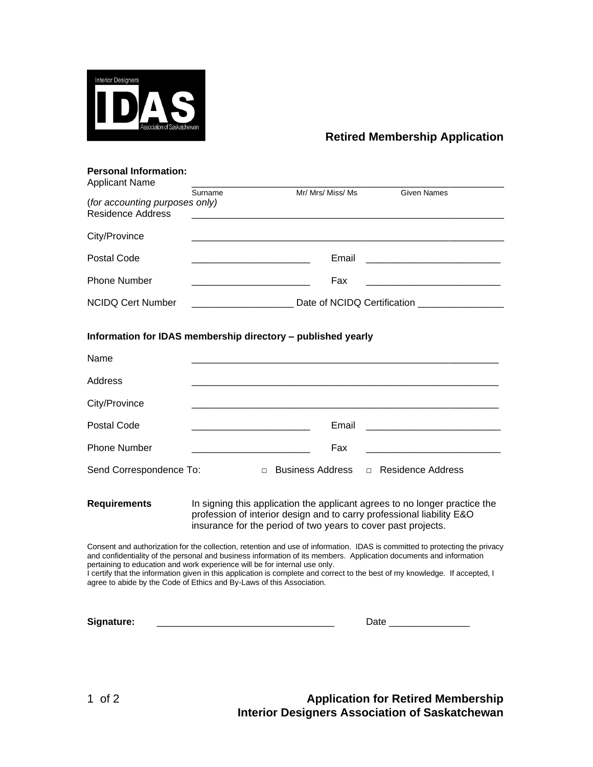Interior Designers IDAS Association of Saskatchewan

# Retired Membership Application

**Personal Information:**

Applicant Name ____________________________________________
Surname  Mr/ Mrs/ Miss/ Ms  Given Names
(*for accounting purposes only*)

Residence Address ____________________________________________

City/Province ____________________________________________

Postal Code ______________________ Email ________________________

Phone Number ______________________ Fax ________________________

NCIDQ Cert Number ___________________ Date of NCIDQ Certification ________________

**Information for IDAS membership directory – published yearly**

Name ____________________________________________

Address ____________________________________________

City/Province ____________________________________________

Postal Code ______________________ Email ________________________

Phone Number ______________________ Fax ________________________

Send Correspondence To: □ Business Address □ Residence Address

**Requirements** In signing this application the applicant agrees to no longer practice the profession of interior design and to carry professional liability E&O insurance for the period of two years to cover past projects.

Consent and authorization for the collection, retention and use of information. IDAS is committed to protecting the privacy and confidentiality of the personal and business information of its members. Application documents and information pertaining to education and work experience will be for internal use only.
I certify that the information given in this application is complete and correct to the best of my knowledge. If accepted, I agree to abide by the Code of Ethics and By-Laws of this Association.

**Signature:** ________________________________ Date _______________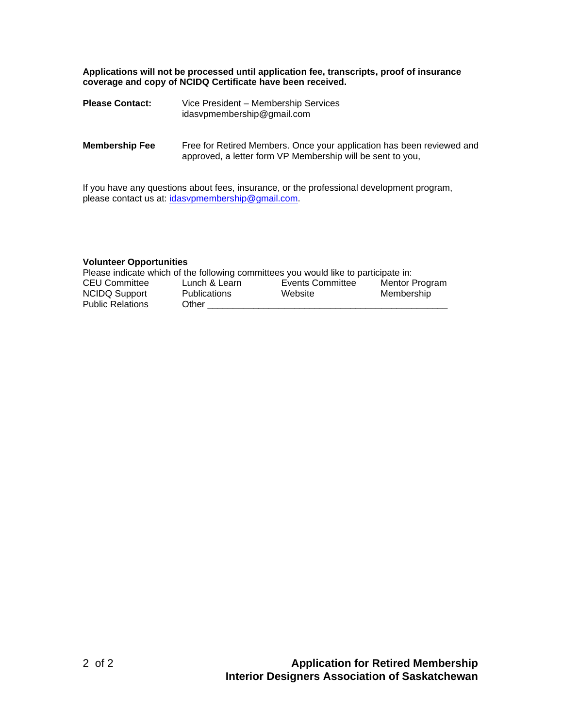**Applications will not be processed until application fee, transcripts, proof of insurance coverage and copy of NCIDQ Certificate have been received.**

**Please Contact:** Vice President – Membership Services
idasvpmembership@gmail.com

**Membership Fee** Free for Retired Members. Once your application has been reviewed and approved, a letter form VP Membership will be sent to you,

If you have any questions about fees, insurance, or the professional development program, please contact us at: idasvpmembership@gmail.com.

**Volunteer Opportunities**

Please indicate which of the following committees you would like to participate in:

| | | | |
|---|---|---|---|
| CEU Committee | Lunch & Learn | Events Committee | Mentor Program |
| NCIDQ Support | Publications | Website | Membership |
| Public Relations | Other _______________________________________________ | | |